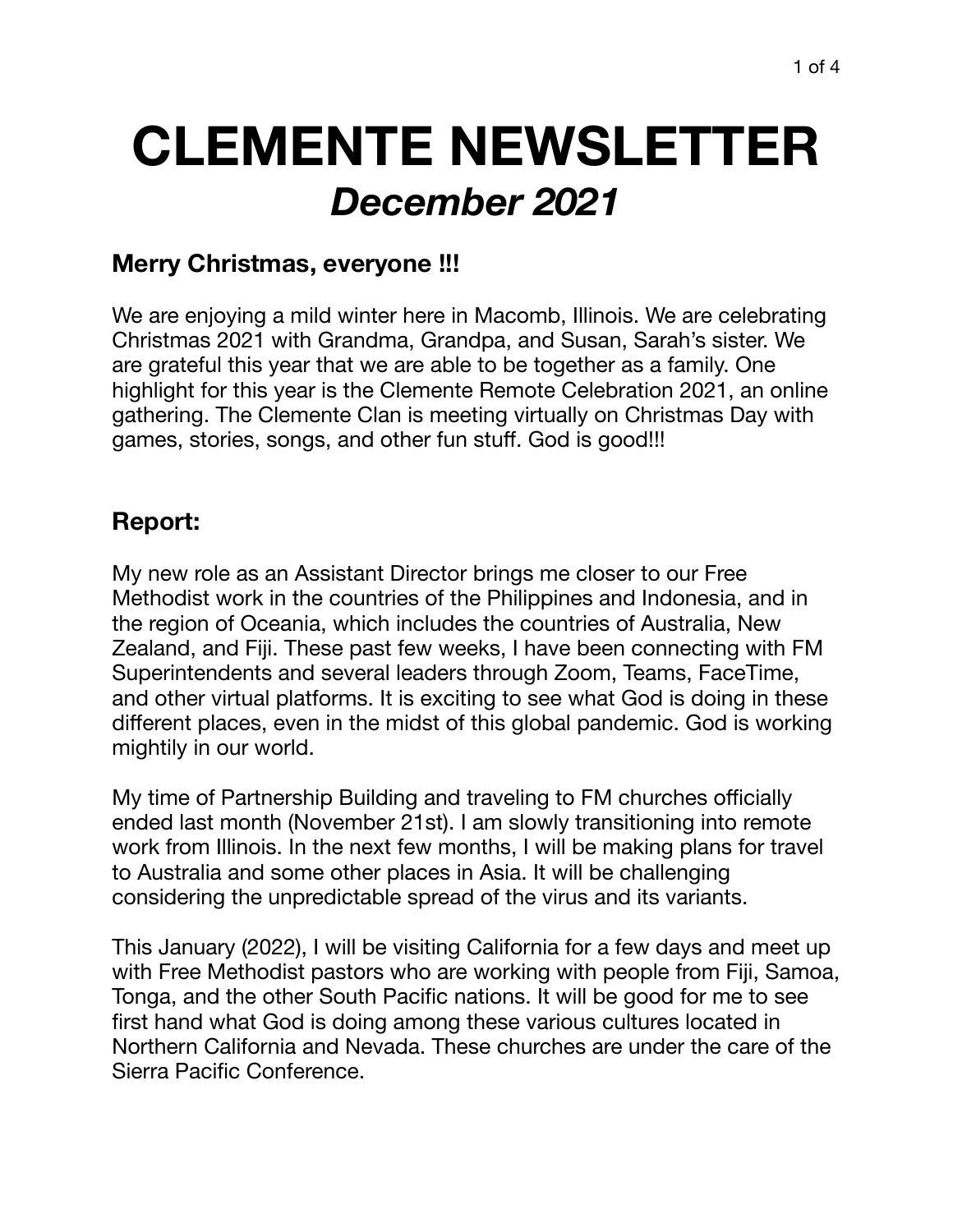# CLEMENTE NEWSLETTER
## *December 2021*

### Merry Christmas, everyone !!!

We are enjoying a mild winter here in Macomb, Illinois. We are celebrating Christmas 2021 with Grandma, Grandpa, and Susan, Sarah's sister. We are grateful this year that we are able to be together as a family. One highlight for this year is the Clemente Remote Celebration 2021, an online gathering. The Clemente Clan is meeting virtually on Christmas Day with games, stories, songs, and other fun stuff. God is good!!!

### Report:

My new role as an Assistant Director brings me closer to our Free Methodist work in the countries of the Philippines and Indonesia, and in the region of Oceania, which includes the countries of Australia, New Zealand, and Fiji. These past few weeks, I have been connecting with FM Superintendents and several leaders through Zoom, Teams, FaceTime, and other virtual platforms. It is exciting to see what God is doing in these different places, even in the midst of this global pandemic. God is working mightily in our world.

My time of Partnership Building and traveling to FM churches officially ended last month (November 21st). I am slowly transitioning into remote work from Illinois. In the next few months, I will be making plans for travel to Australia and some other places in Asia. It will be challenging considering the unpredictable spread of the virus and its variants.

This January (2022), I will be visiting California for a few days and meet up with Free Methodist pastors who are working with people from Fiji, Samoa, Tonga, and the other South Pacific nations. It will be good for me to see first hand what God is doing among these various cultures located in Northern California and Nevada. These churches are under the care of the Sierra Pacific Conference.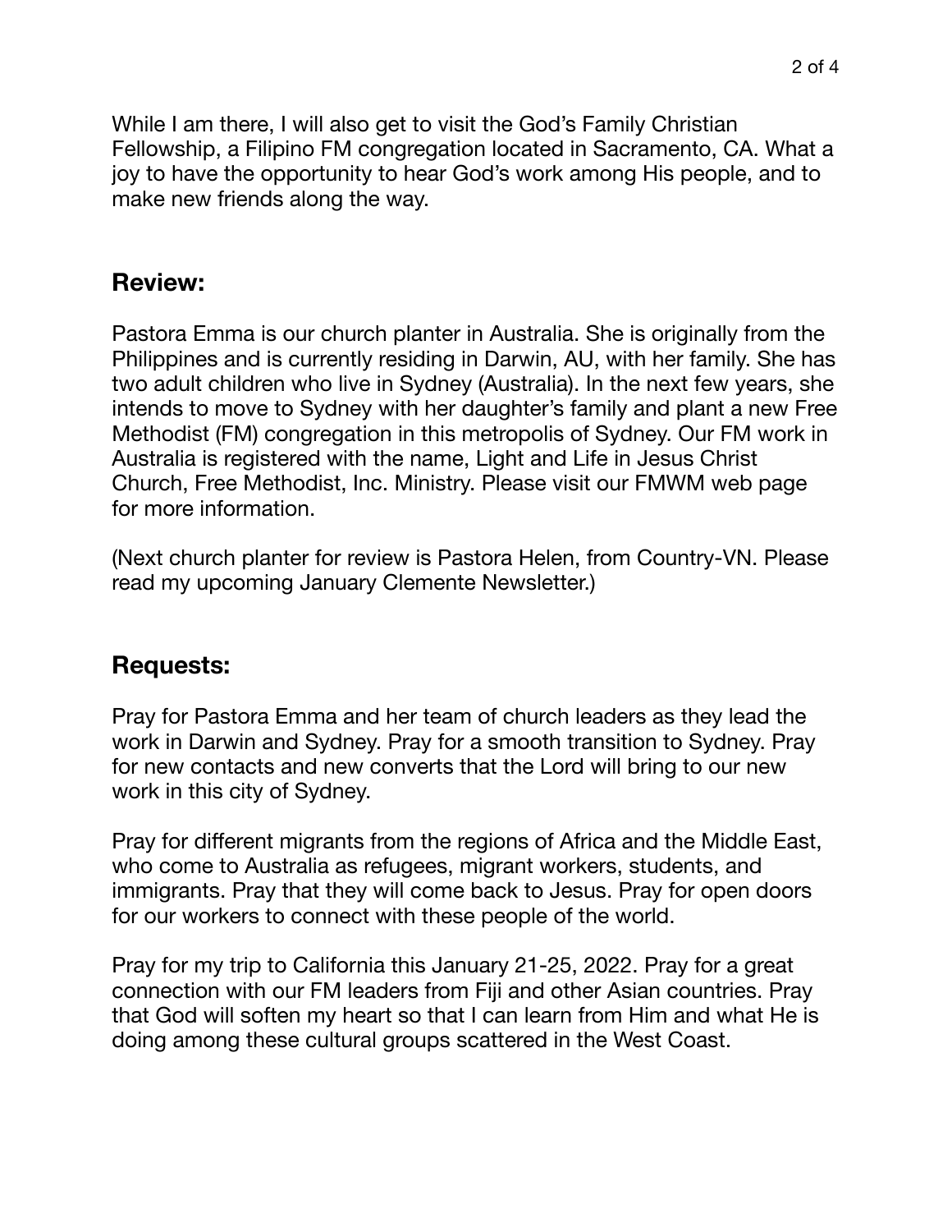While I am there, I will also get to visit the God's Family Christian Fellowship, a Filipino FM congregation located in Sacramento, CA. What a joy to have the opportunity to hear God's work among His people, and to make new friends along the way.

## Review:

Pastora Emma is our church planter in Australia. She is originally from the Philippines and is currently residing in Darwin, AU, with her family. She has two adult children who live in Sydney (Australia). In the next few years, she intends to move to Sydney with her daughter's family and plant a new Free Methodist (FM) congregation in this metropolis of Sydney. Our FM work in Australia is registered with the name, Light and Life in Jesus Christ Church, Free Methodist, Inc. Ministry. Please visit our FMWM web page for more information.

(Next church planter for review is Pastora Helen, from Country-VN. Please read my upcoming January Clemente Newsletter.)

## Requests:

Pray for Pastora Emma and her team of church leaders as they lead the work in Darwin and Sydney. Pray for a smooth transition to Sydney. Pray for new contacts and new converts that the Lord will bring to our new work in this city of Sydney.

Pray for different migrants from the regions of Africa and the Middle East, who come to Australia as refugees, migrant workers, students, and immigrants. Pray that they will come back to Jesus. Pray for open doors for our workers to connect with these people of the world.

Pray for my trip to California this January 21-25, 2022. Pray for a great connection with our FM leaders from Fiji and other Asian countries. Pray that God will soften my heart so that I can learn from Him and what He is doing among these cultural groups scattered in the West Coast.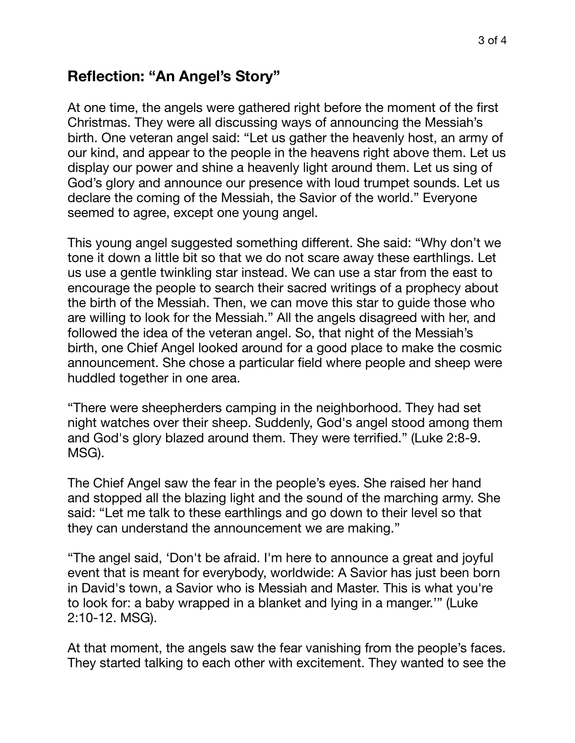## Reflection: "An Angel's Story"

At one time, the angels were gathered right before the moment of the first Christmas. They were all discussing ways of announcing the Messiah's birth. One veteran angel said: "Let us gather the heavenly host, an army of our kind, and appear to the people in the heavens right above them. Let us display our power and shine a heavenly light around them. Let us sing of God's glory and announce our presence with loud trumpet sounds. Let us declare the coming of the Messiah, the Savior of the world." Everyone seemed to agree, except one young angel.

This young angel suggested something different. She said: "Why don't we tone it down a little bit so that we do not scare away these earthlings. Let us use a gentle twinkling star instead. We can use a star from the east to encourage the people to search their sacred writings of a prophecy about the birth of the Messiah. Then, we can move this star to guide those who are willing to look for the Messiah." All the angels disagreed with her, and followed the idea of the veteran angel. So, that night of the Messiah's birth, one Chief Angel looked around for a good place to make the cosmic announcement. She chose a particular field where people and sheep were huddled together in one area.

"There were sheepherders camping in the neighborhood. They had set night watches over their sheep. Suddenly, God's angel stood among them and God's glory blazed around them. They were terrified." (Luke 2:8-9. MSG).

The Chief Angel saw the fear in the people's eyes. She raised her hand and stopped all the blazing light and the sound of the marching army. She said: "Let me talk to these earthlings and go down to their level so that they can understand the announcement we are making."

"The angel said, 'Don't be afraid. I'm here to announce a great and joyful event that is meant for everybody, worldwide: A Savior has just been born in David's town, a Savior who is Messiah and Master. This is what you're to look for: a baby wrapped in a blanket and lying in a manger.'" (Luke 2:10-12. MSG).

At that moment, the angels saw the fear vanishing from the people's faces. They started talking to each other with excitement. They wanted to see the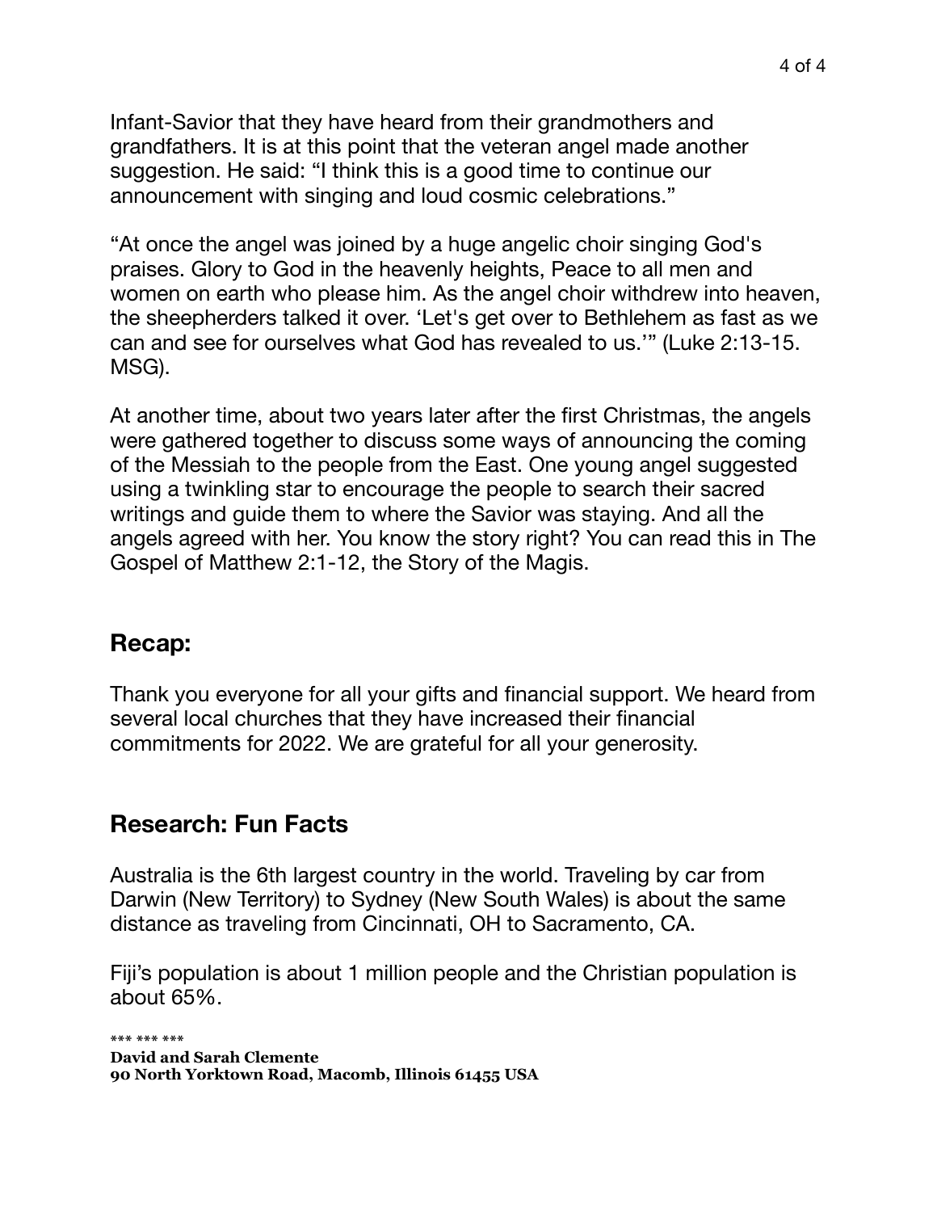Infant-Savior that they have heard from their grandmothers and grandfathers. It is at this point that the veteran angel made another suggestion. He said: “I think this is a good time to continue our announcement with singing and loud cosmic celebrations.”

“At once the angel was joined by a huge angelic choir singing God's praises. Glory to God in the heavenly heights, Peace to all men and women on earth who please him. As the angel choir withdrew into heaven, the sheepherders talked it over. ‘Let's get over to Bethlehem as fast as we can and see for ourselves what God has revealed to us.’” (Luke 2:13-15. MSG).

At another time, about two years later after the first Christmas, the angels were gathered together to discuss some ways of announcing the coming of the Messiah to the people from the East. One young angel suggested using a twinkling star to encourage the people to search their sacred writings and guide them to where the Savior was staying. And all the angels agreed with her. You know the story right? You can read this in The Gospel of Matthew 2:1-12, the Story of the Magis.

## Recap:

Thank you everyone for all your gifts and financial support. We heard from several local churches that they have increased their financial commitments for 2022. We are grateful for all your generosity.

## Research: Fun Facts

Australia is the 6th largest country in the world. Traveling by car from Darwin (New Territory) to Sydney (New South Wales) is about the same distance as traveling from Cincinnati, OH to Sacramento, CA.

Fiji’s population is about 1 million people and the Christian population is about 65%.

\*\*\* \*\*\* \*\*\*

**David and Sarah Clemente**
**90 North Yorktown Road, Macomb, Illinois 61455 USA**